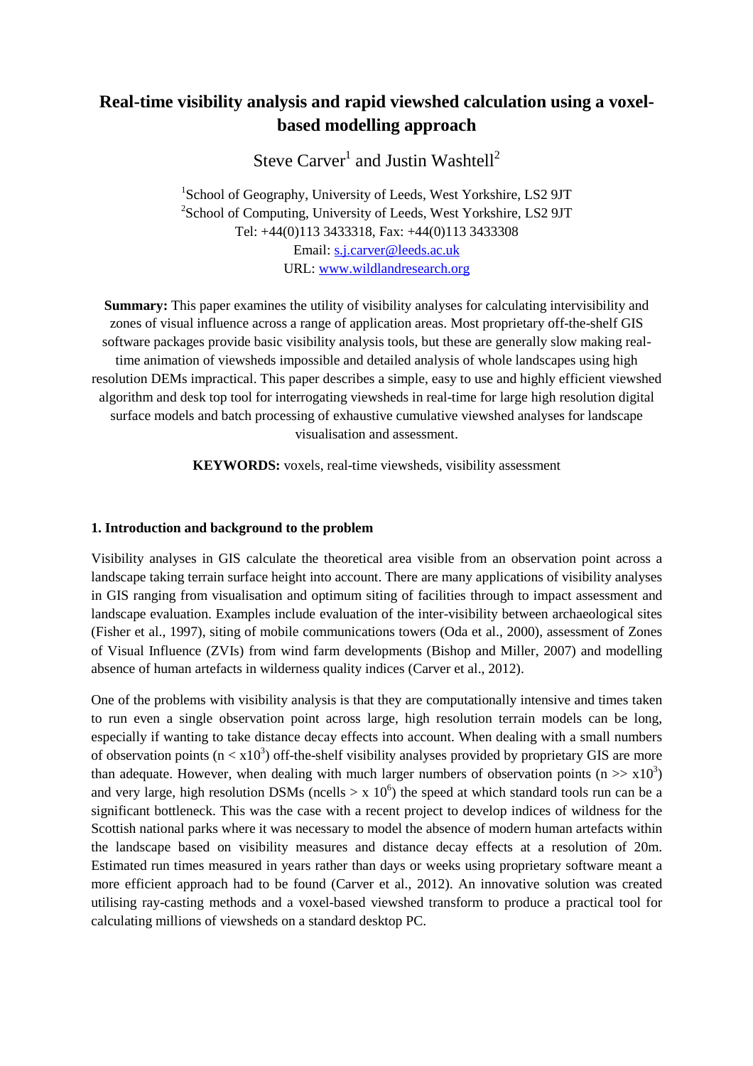# Real-time visibility analysis and rapid viewshed calculation using a voxel-based modelling approach

Steve Carver[1] and Justin Washtell[2]

[1]School of Geography, University of Leeds, West Yorkshire, LS2 9JT
[2]School of Computing, University of Leeds, West Yorkshire, LS2 9JT
Tel: +44(0)113 3433318, Fax: +44(0)113 3433308
Email: s.j.carver@leeds.ac.uk
URL: www.wildlandresearch.org

**Summary:** This paper examines the utility of visibility analyses for calculating intervisibility and zones of visual influence across a range of application areas. Most proprietary off-the-shelf GIS software packages provide basic visibility analysis tools, but these are generally slow making real-time animation of viewsheds impossible and detailed analysis of whole landscapes using high resolution DEMs impractical. This paper describes a simple, easy to use and highly efficient viewshed algorithm and desk top tool for interrogating viewsheds in real-time for large high resolution digital surface models and batch processing of exhaustive cumulative viewshed analyses for landscape visualisation and assessment.

**KEYWORDS:** voxels, real-time viewsheds, visibility assessment

## 1. Introduction and background to the problem

Visibility analyses in GIS calculate the theoretical area visible from an observation point across a landscape taking terrain surface height into account. There are many applications of visibility analyses in GIS ranging from visualisation and optimum siting of facilities through to impact assessment and landscape evaluation. Examples include evaluation of the inter-visibility between archaeological sites (Fisher et al., 1997), siting of mobile communications towers (Oda et al., 2000), assessment of Zones of Visual Influence (ZVIs) from wind farm developments (Bishop and Miller, 2007) and modelling absence of human artefacts in wilderness quality indices (Carver et al., 2012).

One of the problems with visibility analysis is that they are computationally intensive and times taken to run even a single observation point across large, high resolution terrain models can be long, especially if wanting to take distance decay effects into account. When dealing with a small numbers of observation points ($n < x10^3$) off-the-shelf visibility analyses provided by proprietary GIS are more than adequate. However, when dealing with much larger numbers of observation points ($n >> x10^3$) and very large, high resolution DSMs ($ncells > x\ 10^6$) the speed at which standard tools run can be a significant bottleneck. This was the case with a recent project to develop indices of wildness for the Scottish national parks where it was necessary to model the absence of modern human artefacts within the landscape based on visibility measures and distance decay effects at a resolution of 20m. Estimated run times measured in years rather than days or weeks using proprietary software meant a more efficient approach had to be found (Carver et al., 2012). An innovative solution was created utilising ray-casting methods and a voxel-based viewshed transform to produce a practical tool for calculating millions of viewsheds on a standard desktop PC.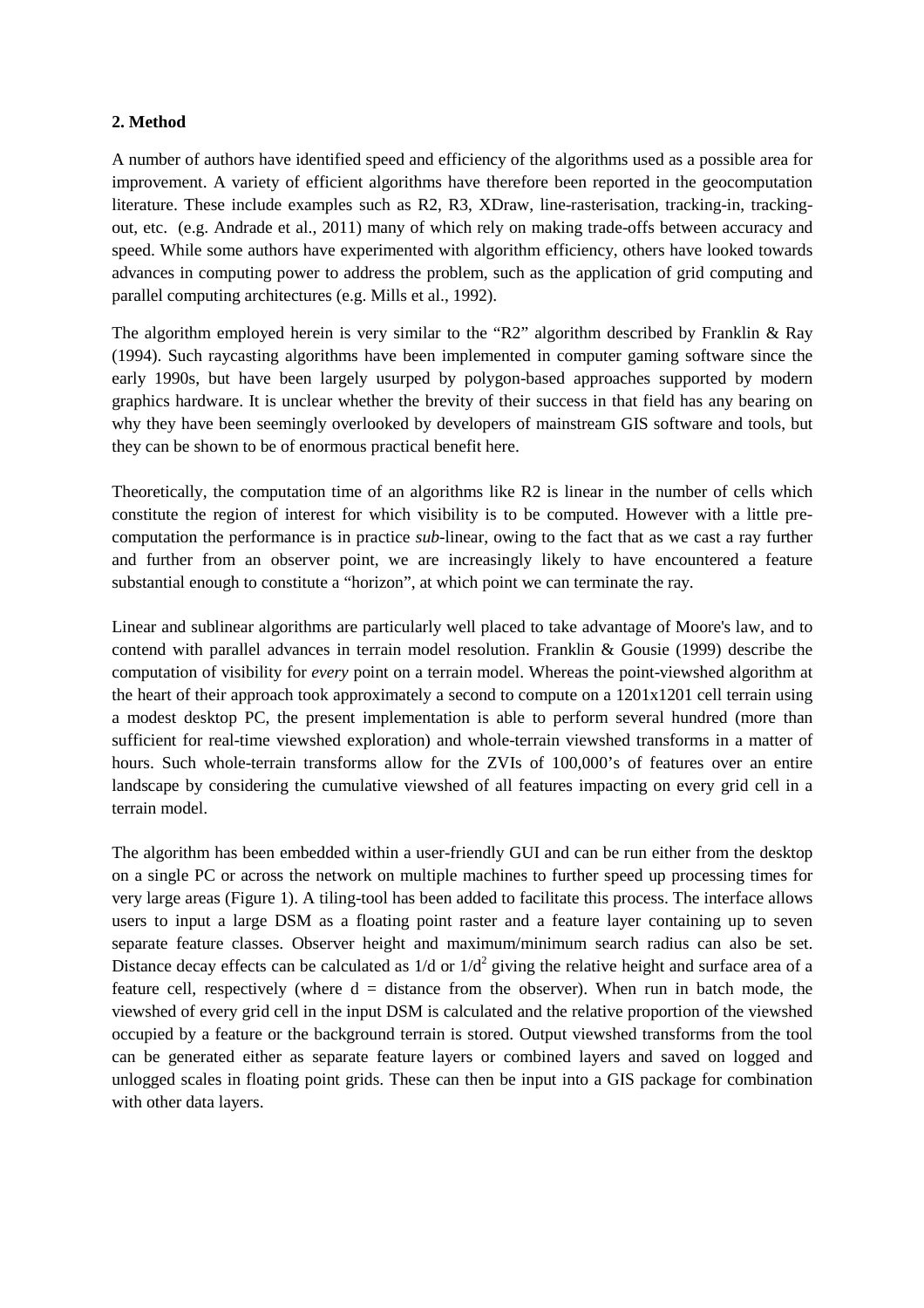## 2. Method

A number of authors have identified speed and efficiency of the algorithms used as a possible area for improvement. A variety of efficient algorithms have therefore been reported in the geocomputation literature. These include examples such as R2, R3, XDraw, line-rasterisation, tracking-in, tracking-out, etc. (e.g. Andrade et al., 2011) many of which rely on making trade-offs between accuracy and speed. While some authors have experimented with algorithm efficiency, others have looked towards advances in computing power to address the problem, such as the application of grid computing and parallel computing architectures (e.g. Mills et al., 1992).

The algorithm employed herein is very similar to the "R2" algorithm described by Franklin & Ray (1994). Such raycasting algorithms have been implemented in computer gaming software since the early 1990s, but have been largely usurped by polygon-based approaches supported by modern graphics hardware. It is unclear whether the brevity of their success in that field has any bearing on why they have been seemingly overlooked by developers of mainstream GIS software and tools, but they can be shown to be of enormous practical benefit here.

Theoretically, the computation time of an algorithms like R2 is linear in the number of cells which constitute the region of interest for which visibility is to be computed. However with a little pre-computation the performance is in practice *sub*-linear, owing to the fact that as we cast a ray further and further from an observer point, we are increasingly likely to have encountered a feature substantial enough to constitute a "horizon", at which point we can terminate the ray.

Linear and sublinear algorithms are particularly well placed to take advantage of Moore's law, and to contend with parallel advances in terrain model resolution. Franklin & Gousie (1999) describe the computation of visibility for *every* point on a terrain model. Whereas the point-viewshed algorithm at the heart of their approach took approximately a second to compute on a 1201x1201 cell terrain using a modest desktop PC, the present implementation is able to perform several hundred (more than sufficient for real-time viewshed exploration) and whole-terrain viewshed transforms in a matter of hours. Such whole-terrain transforms allow for the ZVIs of 100,000's of features over an entire landscape by considering the cumulative viewshed of all features impacting on every grid cell in a terrain model.

The algorithm has been embedded within a user-friendly GUI and can be run either from the desktop on a single PC or across the network on multiple machines to further speed up processing times for very large areas (Figure 1). A tiling-tool has been added to facilitate this process. The interface allows users to input a large DSM as a floating point raster and a feature layer containing up to seven separate feature classes. Observer height and maximum/minimum search radius can also be set. Distance decay effects can be calculated as $1/d$ or $1/d^2$ giving the relative height and surface area of a feature cell, respectively (where $d$ = distance from the observer). When run in batch mode, the viewshed of every grid cell in the input DSM is calculated and the relative proportion of the viewshed occupied by a feature or the background terrain is stored. Output viewshed transforms from the tool can be generated either as separate feature layers or combined layers and saved on logged and unlogged scales in floating point grids. These can then be input into a GIS package for combination with other data layers.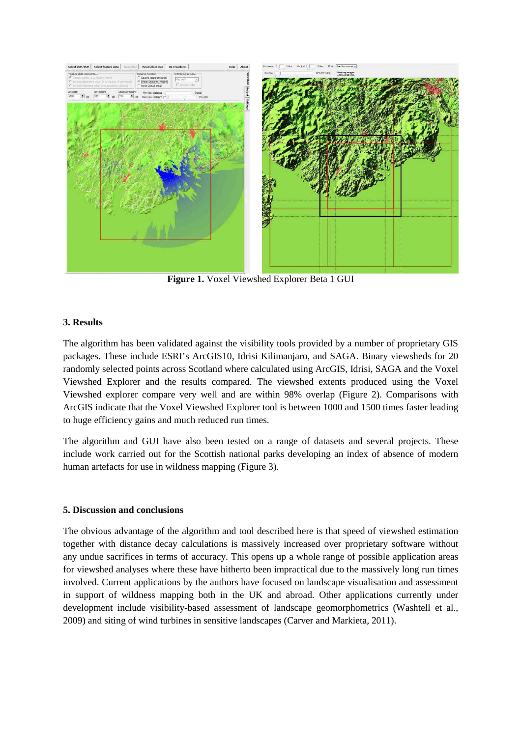**Figure 1.** Voxel Viewshed Explorer Beta 1 GUI

### 3. Results

The algorithm has been validated against the visibility tools provided by a number of proprietary GIS packages. These include ESRI's ArcGIS10, Idrisi Kilimanjaro, and SAGA. Binary viewsheds for 20 randomly selected points across Scotland where calculated using ArcGIS, Idrisi, SAGA and the Voxel Viewshed Explorer and the results compared. The viewshed extents produced using the Voxel Viewshed explorer compare very well and are within 98% overlap (Figure 2). Comparisons with ArcGIS indicate that the Voxel Viewshed Explorer tool is between 1000 and 1500 times faster leading to huge efficiency gains and much reduced run times.

The algorithm and GUI have also been tested on a range of datasets and several projects. These include work carried out for the Scottish national parks developing an index of absence of modern human artefacts for use in wildness mapping (Figure 3).

### 5. Discussion and conclusions

The obvious advantage of the algorithm and tool described here is that speed of viewshed estimation together with distance decay calculations is massively increased over proprietary software without any undue sacrifices in terms of accuracy. This opens up a whole range of possible application areas for viewshed analyses where these have hitherto been impractical due to the massively long run times involved. Current applications by the authors have focused on landscape visualisation and assessment in support of wildness mapping both in the UK and abroad. Other applications currently under development include visibility-based assessment of landscape geomorphometrics (Washtell et al., 2009) and siting of wind turbines in sensitive landscapes (Carver and Markieta, 2011).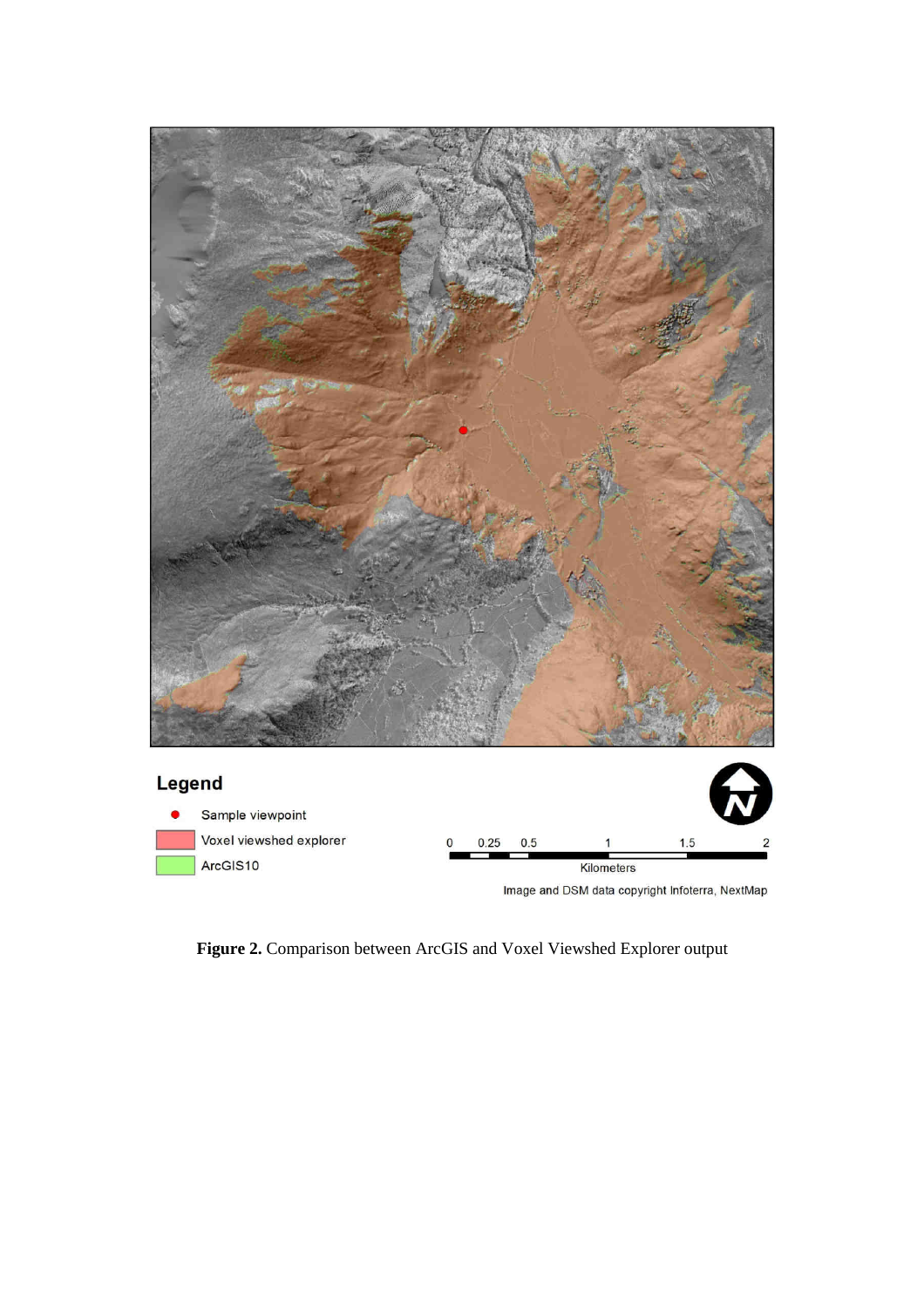**Figure 2.** Comparison between ArcGIS and Voxel Viewshed Explorer output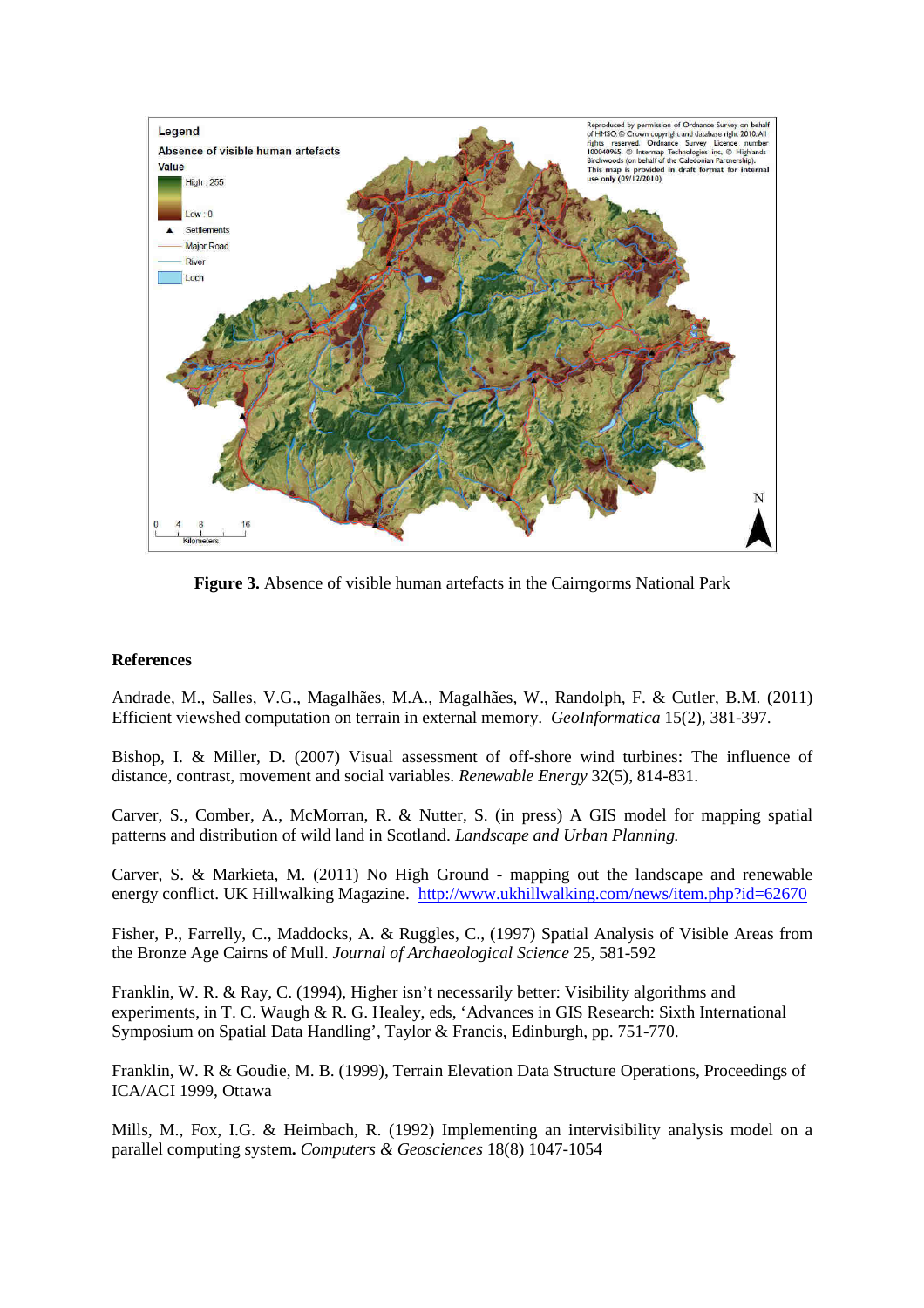**Figure 3.** Absence of visible human artefacts in the Cairngorms National Park

## References

Andrade, M., Salles, V.G., Magalhães, M.A., Magalhães, W., Randolph, F. & Cutler, B.M. (2011) Efficient viewshed computation on terrain in external memory. *GeoInformatica* 15(2), 381-397.

Bishop, I. & Miller, D. (2007) Visual assessment of off-shore wind turbines: The influence of distance, contrast, movement and social variables. *Renewable Energy* 32(5), 814-831.

Carver, S., Comber, A., McMorran, R. & Nutter, S. (in press) A GIS model for mapping spatial patterns and distribution of wild land in Scotland. *Landscape and Urban Planning.*

Carver, S. & Markieta, M. (2011) No High Ground - mapping out the landscape and renewable energy conflict. UK Hillwalking Magazine. http://www.ukhillwalking.com/news/item.php?id=62670

Fisher, P., Farrelly, C., Maddocks, A. & Ruggles, C., (1997) Spatial Analysis of Visible Areas from the Bronze Age Cairns of Mull. *Journal of Archaeological Science* 25, 581-592

Franklin, W. R. & Ray, C. (1994), Higher isn't necessarily better: Visibility algorithms and experiments, in T. C. Waugh & R. G. Healey, eds, 'Advances in GIS Research: Sixth International Symposium on Spatial Data Handling', Taylor & Francis, Edinburgh, pp. 751-770.

Franklin, W. R & Goudie, M. B. (1999), Terrain Elevation Data Structure Operations, Proceedings of ICA/ACI 1999, Ottawa

Mills, M., Fox, I.G. & Heimbach, R. (1992) Implementing an intervisibility analysis model on a parallel computing system**.** *Computers & Geosciences* 18(8) 1047-1054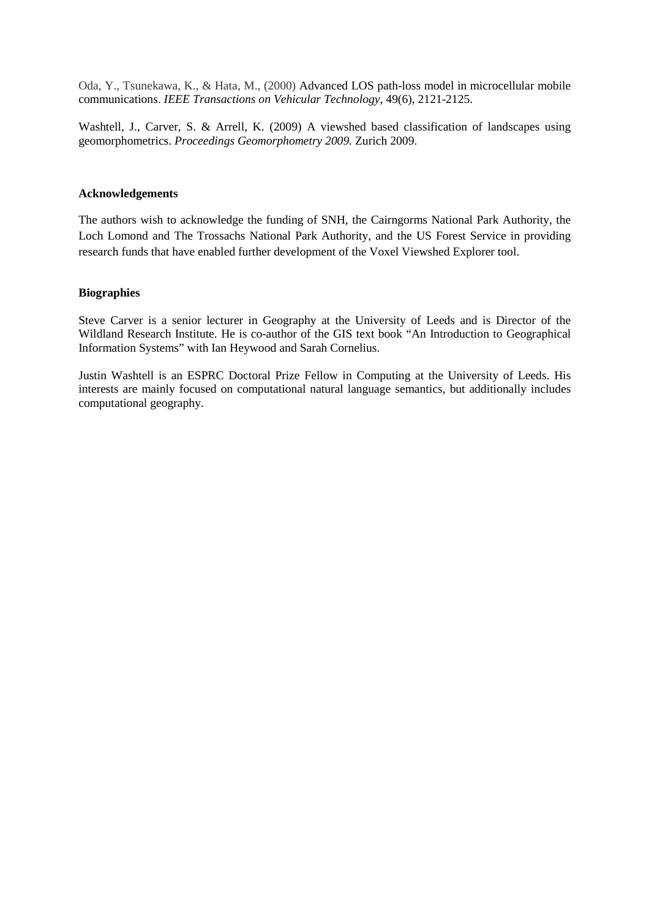Oda, Y., Tsunekawa, K., & Hata, M., (2000) Advanced LOS path-loss model in microcellular mobile communications. *IEEE Transactions on Vehicular Technology*, 49(6), 2121-2125.

Washtell, J., Carver, S. & Arrell, K. (2009) A viewshed based classification of landscapes using geomorphometrics. *Proceedings Geomorphometry 2009.* Zurich 2009.

**Acknowledgements**

The authors wish to acknowledge the funding of SNH, the Cairngorms National Park Authority, the Loch Lomond and The Trossachs National Park Authority, and the US Forest Service in providing research funds that have enabled further development of the Voxel Viewshed Explorer tool.

**Biographies**

Steve Carver is a senior lecturer in Geography at the University of Leeds and is Director of the Wildland Research Institute. He is co-author of the GIS text book "An Introduction to Geographical Information Systems" with Ian Heywood and Sarah Cornelius.

Justin Washtell is an ESPRC Doctoral Prize Fellow in Computing at the University of Leeds. His interests are mainly focused on computational natural language semantics, but additionally includes computational geography.